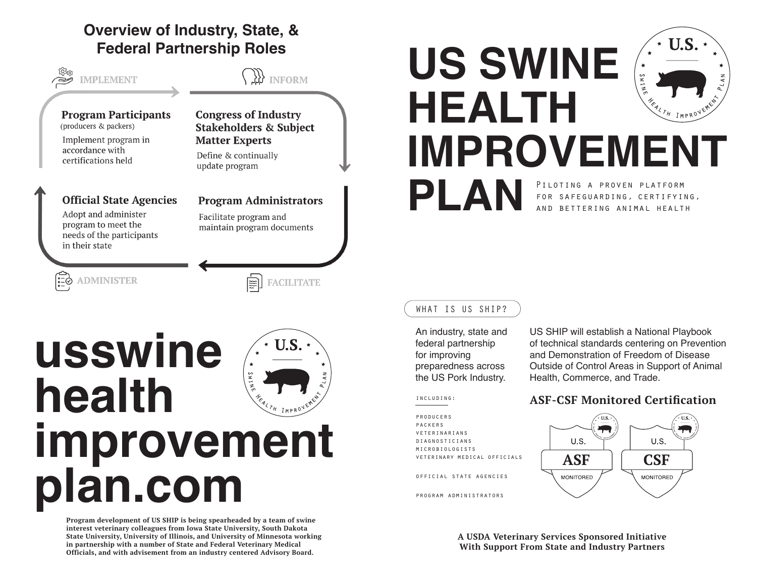## Overview of Industry, State, & Federal Partnership Roles

**IMPLEMENT** → **INFORM** → **FACILITATE** → **ADMINISTER**

**Program Participants** (producers & packers)
Implement program in accordance with certifications held

**Congress of Industry Stakeholders & Subject Matter Experts**
Define & continually update program

**Program Administrators**
Facilitate program and maintain program documents

**Official State Agencies**
Adopt and administer program to meet the needs of the participants in their state

# usswine health improvement plan.com

**Program development of US SHIP is being spearheaded by a team of swine interest veterinary colleagues from Iowa State University, South Dakota State University, University of Illinois, and University of Minnesota working in partnership with a number of State and Federal Veterinary Medical Officials, and with advisement from an industry centered Advisory Board.**

# US SWINE HEALTH IMPROVEMENT PLAN

PILOTING A PROVEN PLATFORM FOR SAFEGUARDING, CERTIFYING, AND BETTERING ANIMAL HEALTH

U.S. Swine Health Improvement Plan

## WHAT IS US SHIP?

An industry, state and federal partnership for improving preparedness across the US Pork Industry.

INCLUDING:

- PRODUCERS
- PACKERS
- VETERINARIANS
- DIAGNOSTICIANS
- MICROBIOLOGISTS
- VETERINARY MEDICAL OFFICIALS
- OFFICIAL STATE AGENCIES
- PROGRAM ADMINISTRATORS

US SHIP will establish a National Playbook of technical standards centering on Prevention and Demonstration of Freedom of Disease Outside of Control Areas in Support of Animal Health, Commerce, and Trade.

### ASF-CSF Monitored Certification

U.S. ASF MONITORED

U.S. CSF MONITORED

**A USDA Veterinary Services Sponsored Initiative With Support From State and Industry Partners**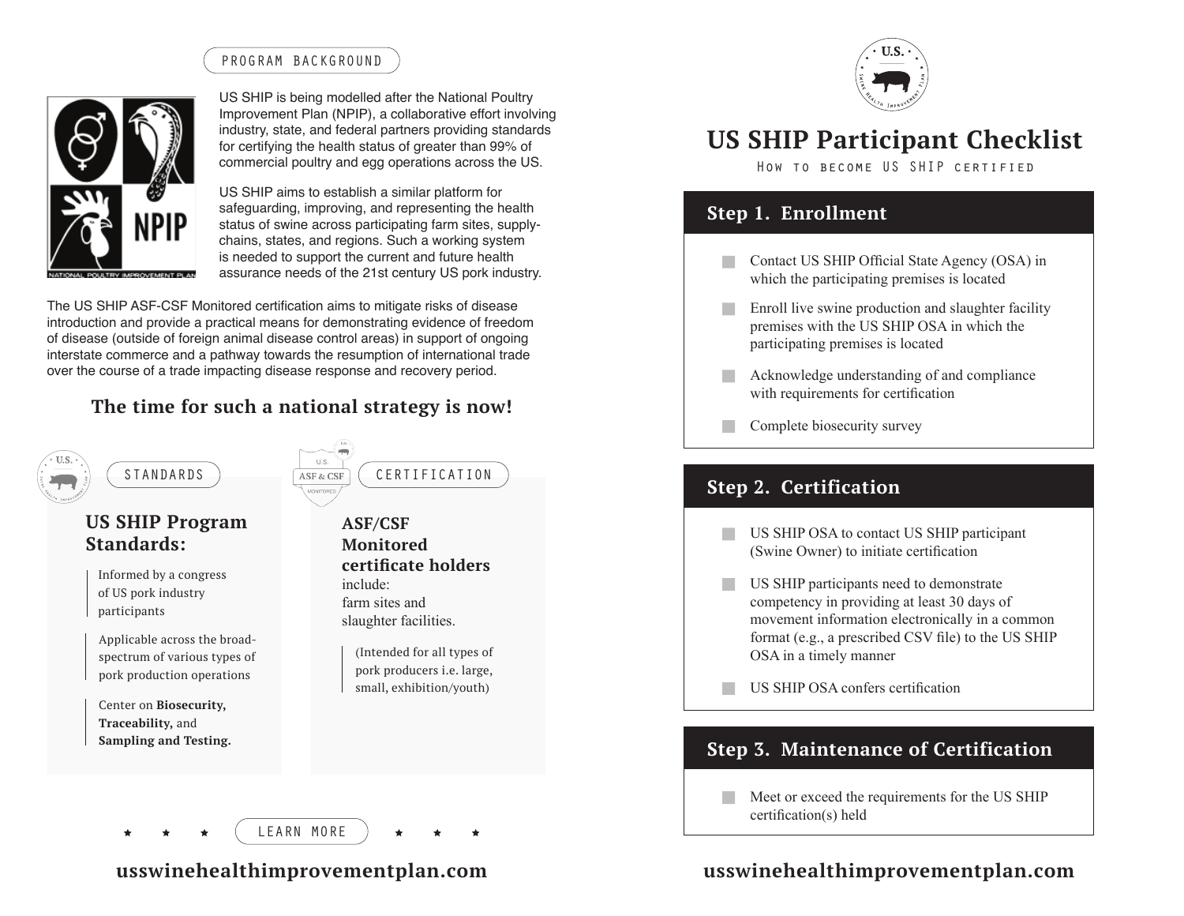PROGRAM BACKGROUND

US SHIP is being modelled after the National Poultry Improvement Plan (NPIP), a collaborative effort involving industry, state, and federal partners providing standards for certifying the health status of greater than 99% of commercial poultry and egg operations across the US.

US SHIP aims to establish a similar platform for safeguarding, improving, and representing the health status of swine across participating farm sites, supply-chains, states, and regions. Such a working system is needed to support the current and future health assurance needs of the 21st century US pork industry.

The US SHIP ASF-CSF Monitored certification aims to mitigate risks of disease introduction and provide a practical means for demonstrating evidence of freedom of disease (outside of foreign animal disease control areas) in support of ongoing interstate commerce and a pathway towards the resumption of international trade over the course of a trade impacting disease response and recovery period.

## The time for such a national strategy is now!

STANDARDS

### US SHIP Program Standards:

- Informed by a congress of US pork industry participants
- Applicable across the broad-spectrum of various types of pork production operations
- Center on **Biosecurity, Traceability,** and **Sampling and Testing.**

CERTIFICATION

### ASF/CSF Monitored certificate holders

include:
farm sites and slaughter facilities.

(Intended for all types of pork producers i.e. large, small, exhibition/youth)

LEARN MORE

**usswinehealthimprovementplan.com**

# US SHIP Participant Checklist

How to become US SHIP certified

## Step 1. Enrollment

- Contact US SHIP Official State Agency (OSA) in which the participating premises is located
- Enroll live swine production and slaughter facility premises with the US SHIP OSA in which the participating premises is located
- Acknowledge understanding of and compliance with requirements for certification
- Complete biosecurity survey

## Step 2. Certification

- US SHIP OSA to contact US SHIP participant (Swine Owner) to initiate certification
- US SHIP participants need to demonstrate competency in providing at least 30 days of movement information electronically in a common format (e.g., a prescribed CSV file) to the US SHIP OSA in a timely manner
- US SHIP OSA confers certification

## Step 3. Maintenance of Certification

- Meet or exceed the requirements for the US SHIP certification(s) held

**usswinehealthimprovementplan.com**